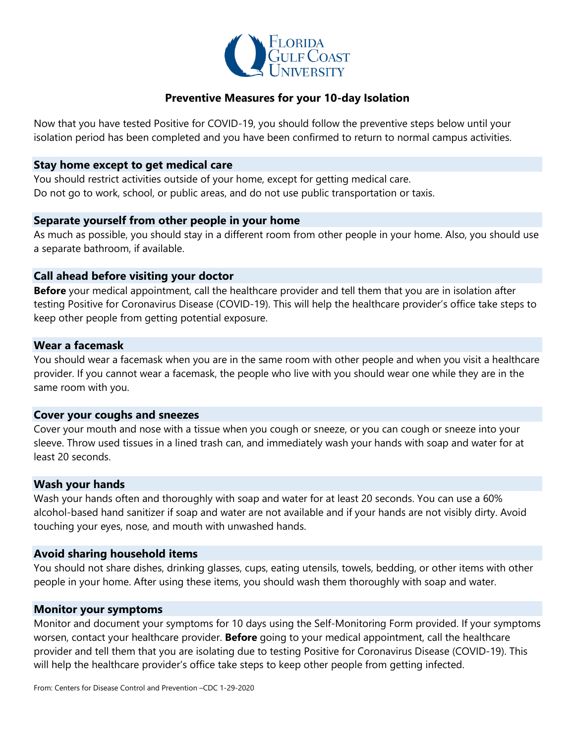Florida Gulf Coast University

# Preventive Measures for your 10-day Isolation

Now that you have tested Positive for COVID-19, you should follow the preventive steps below until your isolation period has been completed and you have been confirmed to return to normal campus activities.

## Stay home except to get medical care

You should restrict activities outside of your home, except for getting medical care.
Do not go to work, school, or public areas, and do not use public transportation or taxis.

## Separate yourself from other people in your home

As much as possible, you should stay in a different room from other people in your home. Also, you should use a separate bathroom, if available.

## Call ahead before visiting your doctor

**Before** your medical appointment, call the healthcare provider and tell them that you are in isolation after testing Positive for Coronavirus Disease (COVID-19). This will help the healthcare provider's office take steps to keep other people from getting potential exposure.

## Wear a facemask

You should wear a facemask when you are in the same room with other people and when you visit a healthcare provider. If you cannot wear a facemask, the people who live with you should wear one while they are in the same room with you.

## Cover your coughs and sneezes

Cover your mouth and nose with a tissue when you cough or sneeze, or you can cough or sneeze into your sleeve. Throw used tissues in a lined trash can, and immediately wash your hands with soap and water for at least 20 seconds.

## Wash your hands

Wash your hands often and thoroughly with soap and water for at least 20 seconds. You can use a 60% alcohol-based hand sanitizer if soap and water are not available and if your hands are not visibly dirty. Avoid touching your eyes, nose, and mouth with unwashed hands.

## Avoid sharing household items

You should not share dishes, drinking glasses, cups, eating utensils, towels, bedding, or other items with other people in your home. After using these items, you should wash them thoroughly with soap and water.

## Monitor your symptoms

Monitor and document your symptoms for 10 days using the Self-Monitoring Form provided. If your symptoms worsen, contact your healthcare provider. **Before** going to your medical appointment, call the healthcare provider and tell them that you are isolating due to testing Positive for Coronavirus Disease (COVID-19). This will help the healthcare provider's office take steps to keep other people from getting infected.

From: Centers for Disease Control and Prevention –CDC 1-29-2020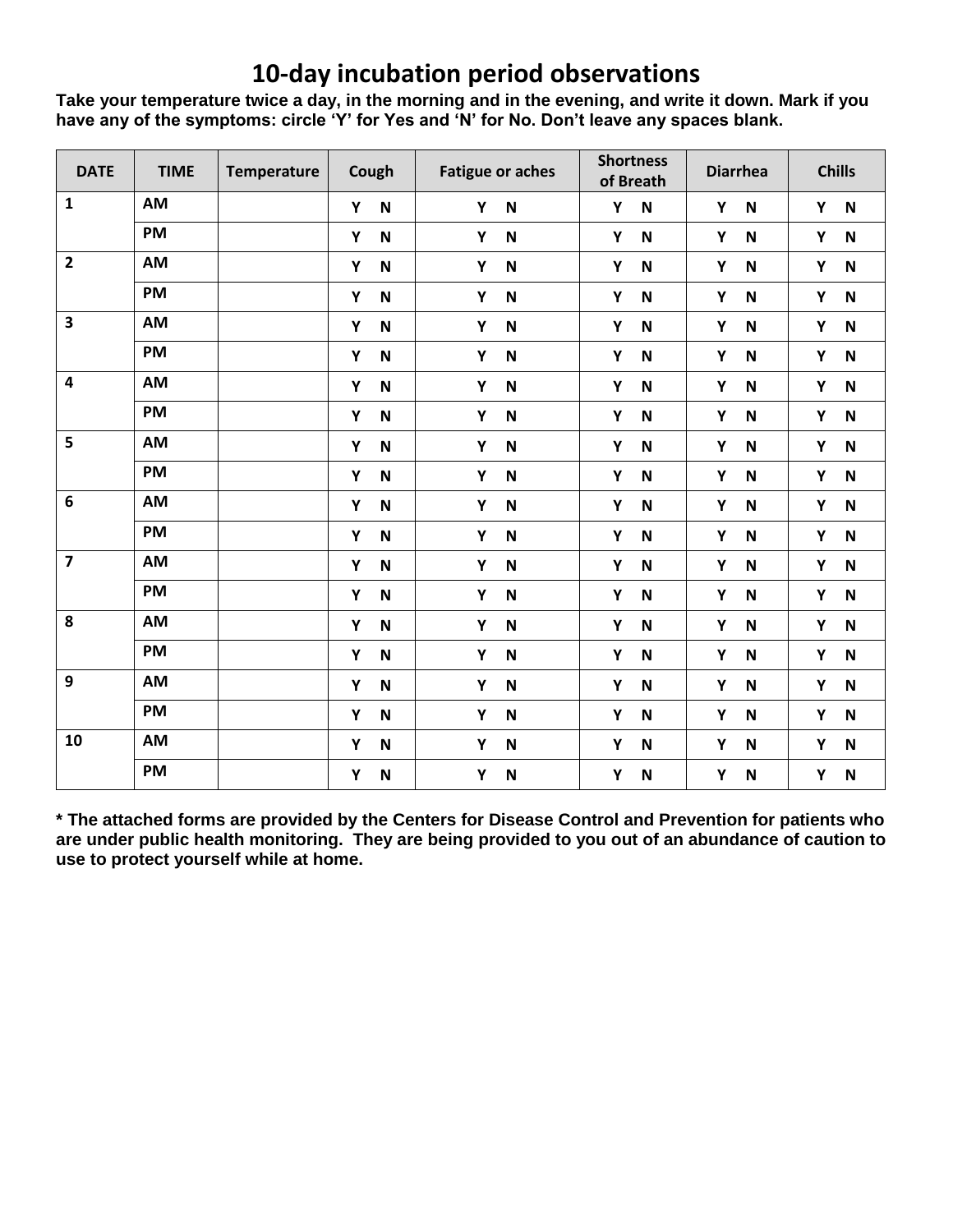# 10-day incubation period observations

**Take your temperature twice a day, in the morning and in the evening, and write it down. Mark if you have any of the symptoms: circle 'Y' for Yes and 'N' for No. Don't leave any spaces blank.**

| DATE | TIME | Temperature | Cough | Fatigue or aches | Shortness of Breath | Diarrhea | Chills |
|---|---|---|---|---|---|---|---|
| 1 | AM | | Y N | Y N | Y N | Y N | Y N |
| | PM | | Y N | Y N | Y N | Y N | Y N |
| 2 | AM | | Y N | Y N | Y N | Y N | Y N |
| | PM | | Y N | Y N | Y N | Y N | Y N |
| 3 | AM | | Y N | Y N | Y N | Y N | Y N |
| | PM | | Y N | Y N | Y N | Y N | Y N |
| 4 | AM | | Y N | Y N | Y N | Y N | Y N |
| | PM | | Y N | Y N | Y N | Y N | Y N |
| 5 | AM | | Y N | Y N | Y N | Y N | Y N |
| | PM | | Y N | Y N | Y N | Y N | Y N |
| 6 | AM | | Y N | Y N | Y N | Y N | Y N |
| | PM | | Y N | Y N | Y N | Y N | Y N |
| 7 | AM | | Y N | Y N | Y N | Y N | Y N |
| | PM | | Y N | Y N | Y N | Y N | Y N |
| 8 | AM | | Y N | Y N | Y N | Y N | Y N |
| | PM | | Y N | Y N | Y N | Y N | Y N |
| 9 | AM | | Y N | Y N | Y N | Y N | Y N |
| | PM | | Y N | Y N | Y N | Y N | Y N |
| 10 | AM | | Y N | Y N | Y N | Y N | Y N |
| | PM | | Y N | Y N | Y N | Y N | Y N |

**\* The attached forms are provided by the Centers for Disease Control and Prevention for patients who are under public health monitoring. They are being provided to you out of an abundance of caution to use to protect yourself while at home.**